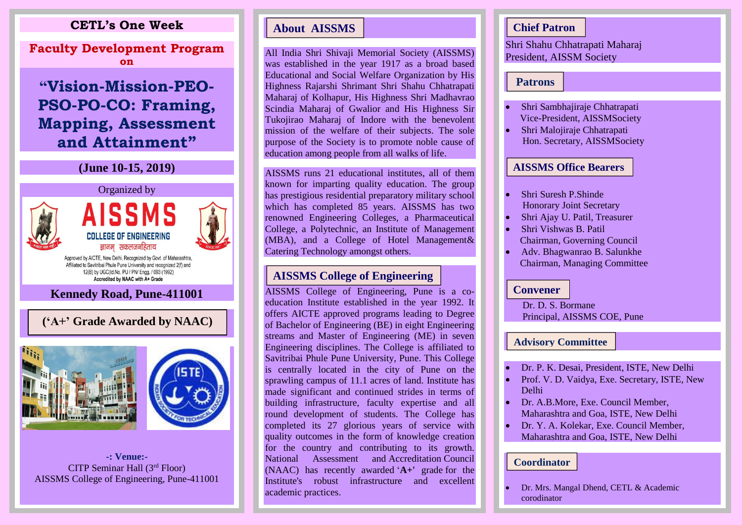## CETL's One Week

### Faculty Development Program
**on**

# "Vision-Mission-PEO-PSO-PO-CO: Framing, Mapping, Assessment and Attainment"

**(June 10-15, 2019)**

Organized by

AISSMS
COLLEGE OF ENGINEERING
ज्ञानम् सकलजनहिताय

Approved by AICTE, New Delhi, Recognized by Govt. of Maharashtra, Affiliated to Savitribai Phule Pune University and recognized 2(f) and 12(B) by UGC(Id.No. PU / PN/ Engg. / 093 (1992)
**Accredited by NAAC with A+ Grade**

**Kennedy Road, Pune-411001**

**('A+' Grade Awarded by NAAC)**

**-: Venue:-**
CITP Seminar Hall (3rd Floor)
AISSMS College of Engineering, Pune-411001

## About AISSMS

All India Shri Shivaji Memorial Society (AISSMS) was established in the year 1917 as a broad based Educational and Social Welfare Organization by His Highness Rajarshi Shrimant Shri Shahu Chhatrapati Maharaj of Kolhapur, His Highness Shri Madhavrao Scindia Maharaj of Gwalior and His Highness Sir Tukojirao Maharaj of Indore with the benevolent mission of the welfare of their subjects. The sole purpose of the Society is to promote noble cause of education among people from all walks of life.

AISSMS runs 21 educational institutes, all of them known for imparting quality education. The group has prestigious residential preparatory military school which has completed 85 years. AISSMS has two renowned Engineering Colleges, a Pharmaceutical College, a Polytechnic, an Institute of Management (MBA), and a College of Hotel Management& Catering Technology amongst others.

## AISSMS College of Engineering

AISSMS College of Engineering, Pune is a co-education Institute established in the year 1992. It offers AICTE approved programs leading to Degree of Bachelor of Engineering (BE) in eight Engineering streams and Master of Engineering (ME) in seven Engineering disciplines. The College is affiliated to Savitribai Phule Pune University, Pune. This College is centrally located in the city of Pune on the sprawling campus of 11.1 acres of land. Institute has made significant and continued strides in terms of building infrastructure, faculty expertise and all round development of students. The College has completed its 27 glorious years of service with quality outcomes in the form of knowledge creation for the country and contributing to its growth. National Assessment and Accreditation Council (NAAC) has recently awarded '**A+**' grade for the Institute's robust infrastructure and excellent academic practices.

## Chief Patron

Shri Shahu Chhatrapati Maharaj
President, AISSM Society

## Patrons

- Shri Sambhajiraje Chhatrapati
  Vice-President, AISSMSociety
- Shri Malojiraje Chhatrapati
  Hon. Secretary, AISSMSociety

## AISSMS Office Bearers

- Shri Suresh P.Shinde
  Honorary Joint Secretary
- Shri Ajay U. Patil, Treasurer
- Shri Vishwas B. Patil
  Chairman, Governing Council
- Adv. Bhagwanrao B. Salunkhe
  Chairman, Managing Committee

## Convener

Dr. D. S. Bormane
Principal, AISSMS COE, Pune

## Advisory Committee

- Dr. P. K. Desai, President, ISTE, New Delhi
- Prof. V. D. Vaidya, Exe. Secretary, ISTE, New Delhi
- Dr. A.B.More, Exe. Council Member, Maharashtra and Goa, ISTE, New Delhi
- Dr. Y. A. Kolekar, Exe. Council Member, Maharashtra and Goa, ISTE, New Delhi

## Coordinator

- Dr. Mrs. Mangal Dhend, CETL & Academic corodinator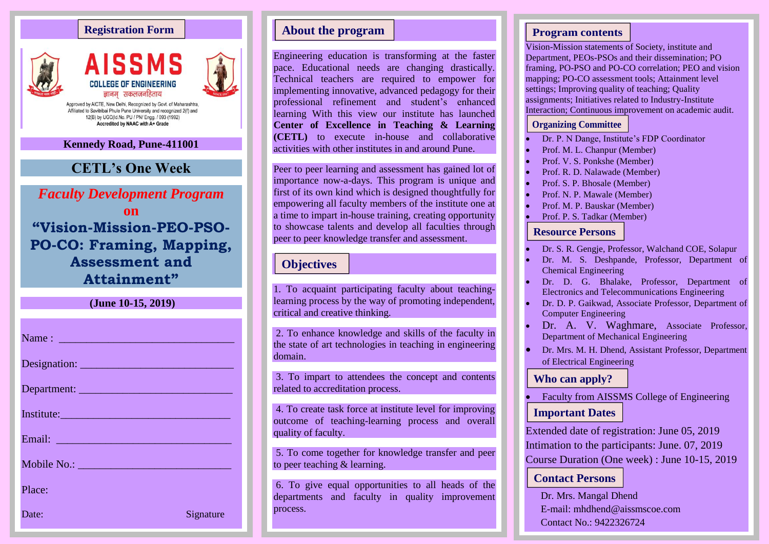## Registration Form

# AISSMS

COLLEGE OF ENGINEERING

ज्ञानम् सकलजनहिताय

Approved by AICTE, New Delhi, Recognized by Govt. of Maharashtra, Affiliated to Savitribai Phule Pune University and recognized 2(f) and 12(B) by UGC(Id.No. PU / PN/ Engg. / 093 (1992)

**Accredited by NAAC with A+ Grade**

**Kennedy Road, Pune-411001**

## CETL's One Week

## *Faculty Development Program*

## on

## "Vision-Mission-PEO-PSO-PO-CO: Framing, Mapping, Assessment and Attainment"

**(June 10-15, 2019)**

Name : ________________________________

Designation: ____________________________

Department: ____________________________

Institute:_______________________________

Email: _________________________________

Mobile No.: ____________________________

Place:

Date: Signature

## About the program

Engineering education is transforming at the faster pace. Educational needs are changing drastically. Technical teachers are required to empower for implementing innovative, advanced pedagogy for their professional refinement and student's enhanced learning With this view our institute has launched **Center of Excellence in Teaching & Learning (CETL)** to execute in-house and collaborative activities with other institutes in and around Pune.

Peer to peer learning and assessment has gained lot of importance now-a-days. This program is unique and first of its own kind which is designed thoughtfully for empowering all faculty members of the institute one at a time to impart in-house training, creating opportunity to showcase talents and develop all faculties through peer to peer knowledge transfer and assessment.

## Objectives

1. To acquaint participating faculty about teaching-learning process by the way of promoting independent, critical and creative thinking.

2. To enhance knowledge and skills of the faculty in the state of art technologies in teaching in engineering domain.

3. To impart to attendees the concept and contents related to accreditation process.

4. To create task force at institute level for improving outcome of teaching-learning process and overall quality of faculty.

5. To come together for knowledge transfer and peer to peer teaching & learning.

6. To give equal opportunities to all heads of the departments and faculty in quality improvement process.

## Program contents

Vision-Mission statements of Society, institute and Department, PEOs-PSOs and their dissemination; PO framing, PO-PSO and PO-CO correlation; PEO and vision mapping; PO-CO assessment tools; Attainment level settings; Improving quality of teaching; Quality assignments; Initiatives related to Industry-Institute Interaction; Continuous improvement on academic audit.

## Organizing Committee

- Dr. P. N Dange, Institute's FDP Coordinator
- Prof. M. L. Chanpur (Member)
- Prof. V. S. Ponkshe (Member)
- Prof. R. D. Nalawade (Member)
- Prof. S. P. Bhosale (Member)
- Prof. N. P. Mawale (Member)
- Prof. M. P. Bauskar (Member)
- Prof. P. S. Tadkar (Member)

## Resource Persons

- Dr. S. R. Gengje, Professor, Walchand COE, Solapur
- Dr. M. S. Deshpande, Professor, Department of Chemical Engineering
- Dr. D. G. Bhalake, Professor, Department of Electronics and Telecommunications Engineering
- Dr. D. P. Gaikwad, Associate Professor, Department of Computer Engineering
- Dr. A. V. Waghmare, Associate Professor, Department of Mechanical Engineering
- Dr. Mrs. M. H. Dhend, Assistant Professor, Department of Electrical Engineering

## Who can apply?

- Faculty from AISSMS College of Engineering

## Important Dates

Extended date of registration: June 05, 2019

Intimation to the participants: June. 07, 2019

Course Duration (One week) : June 10-15, 2019

## Contact Persons

Dr. Mrs. Mangal Dhend

E-mail: mhdhend@aissmscoe.com

Contact No.: 9422326724